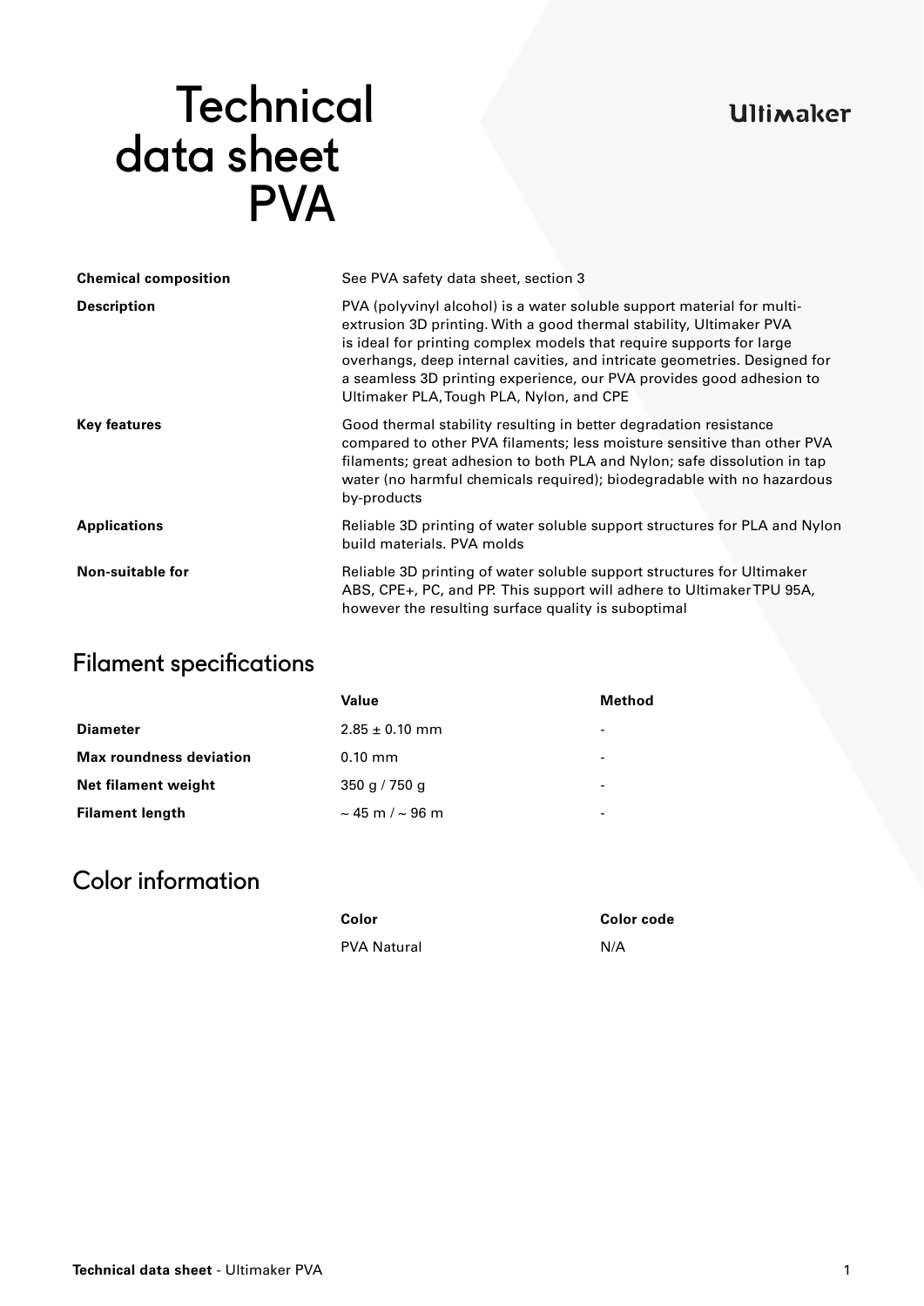# Technical data sheet PVA

Ultimaker

| | |
|---|---|
| **Chemical composition** | See PVA safety data sheet, section 3 |
| **Description** | PVA (polyvinyl alcohol) is a water soluble support material for multi-extrusion 3D printing. With a good thermal stability, Ultimaker PVA is ideal for printing complex models that require supports for large overhangs, deep internal cavities, and intricate geometries. Designed for a seamless 3D printing experience, our PVA provides good adhesion to Ultimaker PLA, Tough PLA, Nylon, and CPE |
| **Key features** | Good thermal stability resulting in better degradation resistance compared to other PVA filaments; less moisture sensitive than other PVA filaments; great adhesion to both PLA and Nylon; safe dissolution in tap water (no harmful chemicals required); biodegradable with no hazardous by-products |
| **Applications** | Reliable 3D printing of water soluble support structures for PLA and Nylon build materials. PVA molds |
| **Non-suitable for** | Reliable 3D printing of water soluble support structures for Ultimaker ABS, CPE+, PC, and PP. This support will adhere to Ultimaker TPU 95A, however the resulting surface quality is suboptimal |

## Filament specifications

| | Value | Method |
|---|---|---|
| **Diameter** | 2.85 ± 0.10 mm | - |
| **Max roundness deviation** | 0.10 mm | - |
| **Net filament weight** | 350 g / 750 g | - |
| **Filament length** | ~ 45 m / ~ 96 m | - |

## Color information

| | Color | Color code |
|---|---|---|
| | PVA Natural | N/A |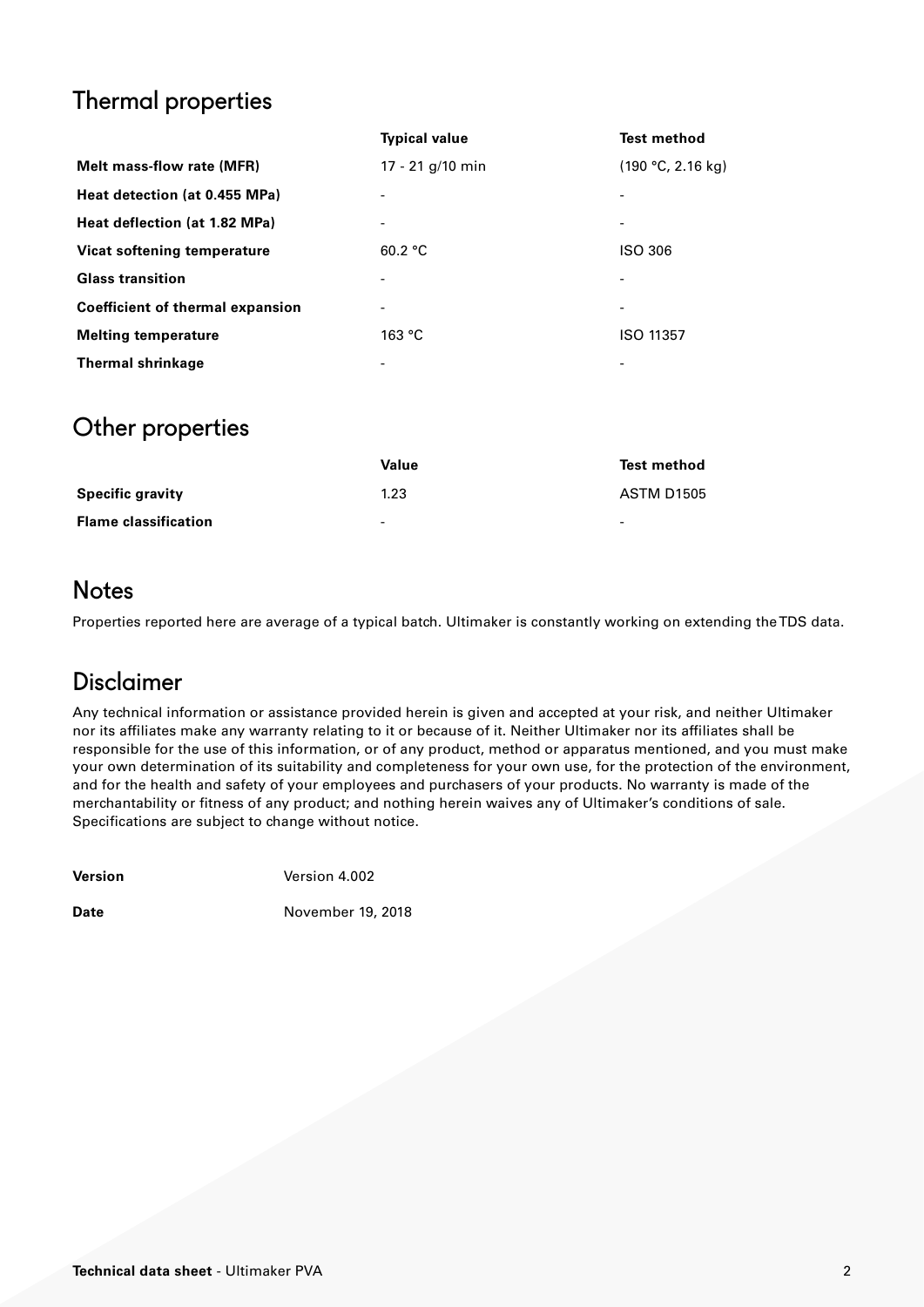## Thermal properties

| | Typical value | Test method |
|---|---|---|
| **Melt mass-flow rate (MFR)** | 17 - 21 g/10 min | (190 °C, 2.16 kg) |
| **Heat detection (at 0.455 MPa)** | - | - |
| **Heat deflection (at 1.82 MPa)** | - | - |
| **Vicat softening temperature** | 60.2 °C | ISO 306 |
| **Glass transition** | - | - |
| **Coefficient of thermal expansion** | - | - |
| **Melting temperature** | 163 °C | ISO 11357 |
| **Thermal shrinkage** | - | - |

## Other properties

| | Value | Test method |
|---|---|---|
| **Specific gravity** | 1.23 | ASTM D1505 |
| **Flame classification** | - | - |

## Notes

Properties reported here are average of a typical batch. Ultimaker is constantly working on extending the TDS data.

## Disclaimer

Any technical information or assistance provided herein is given and accepted at your risk, and neither Ultimaker nor its affiliates make any warranty relating to it or because of it. Neither Ultimaker nor its affiliates shall be responsible for the use of this information, or of any product, method or apparatus mentioned, and you must make your own determination of its suitability and completeness for your own use, for the protection of the environment, and for the health and safety of your employees and purchasers of your products. No warranty is made of the merchantability or fitness of any product; and nothing herein waives any of Ultimaker's conditions of sale. Specifications are subject to change without notice.

| | |
|---|---|
| **Version** | Version 4.002 |
| **Date** | November 19, 2018 |